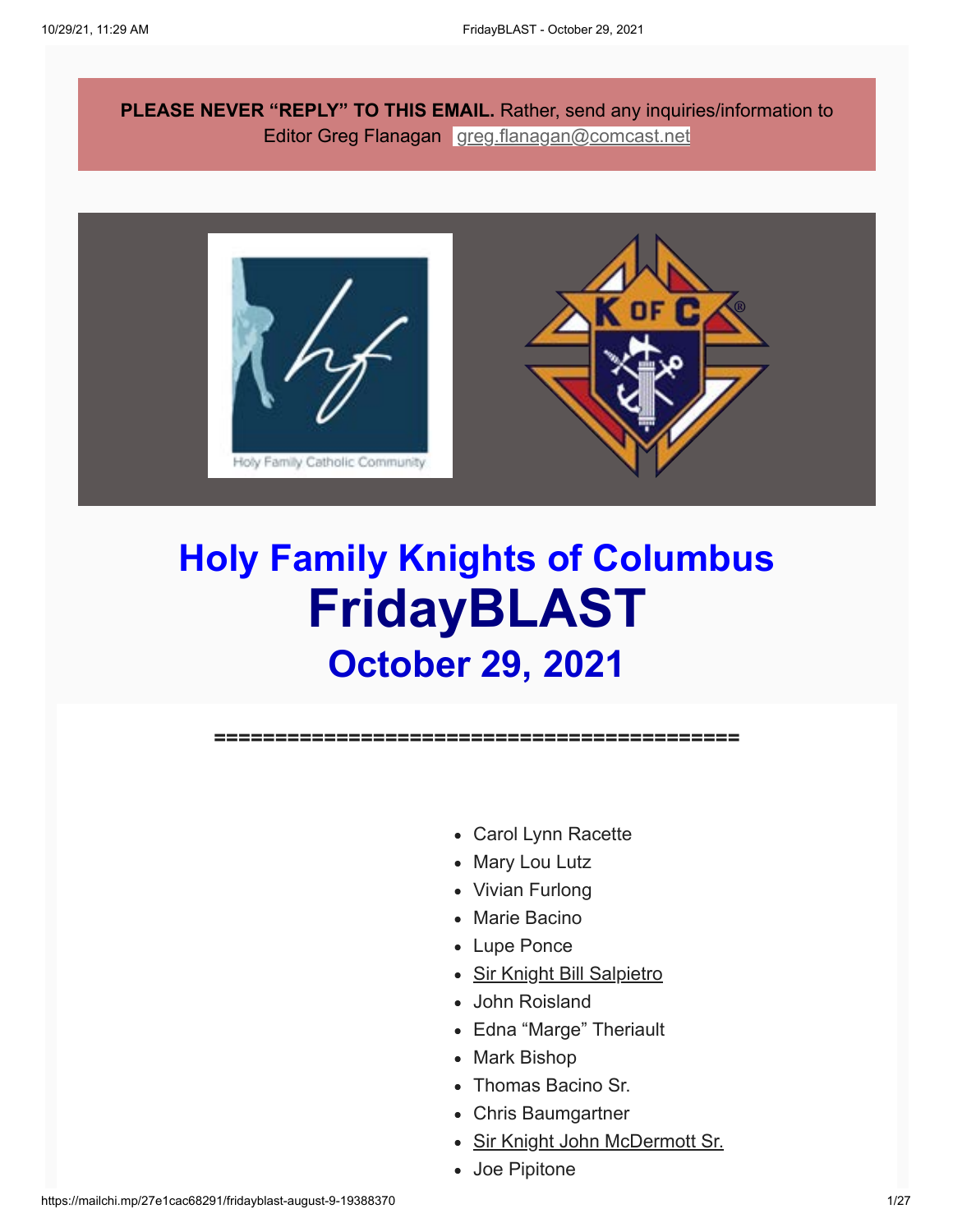**PLEASE NEVER "REPLY" TO THIS EMAIL.** Rather, send any inquiries/information to Editor Greg Flanagan greg.flanagan@comcast.net

# Holy Family Knights of Columbus

# FridayBLAST

## October 29, 2021

============================================

- Carol Lynn Racette
- Mary Lou Lutz
- Vivian Furlong
- Marie Bacino
- Lupe Ponce
- Sir Knight Bill Salpietro
- John Roisland
- Edna "Marge" Theriault
- Mark Bishop
- Thomas Bacino Sr.
- Chris Baumgartner
- Sir Knight John McDermott Sr.
- Joe Pipitone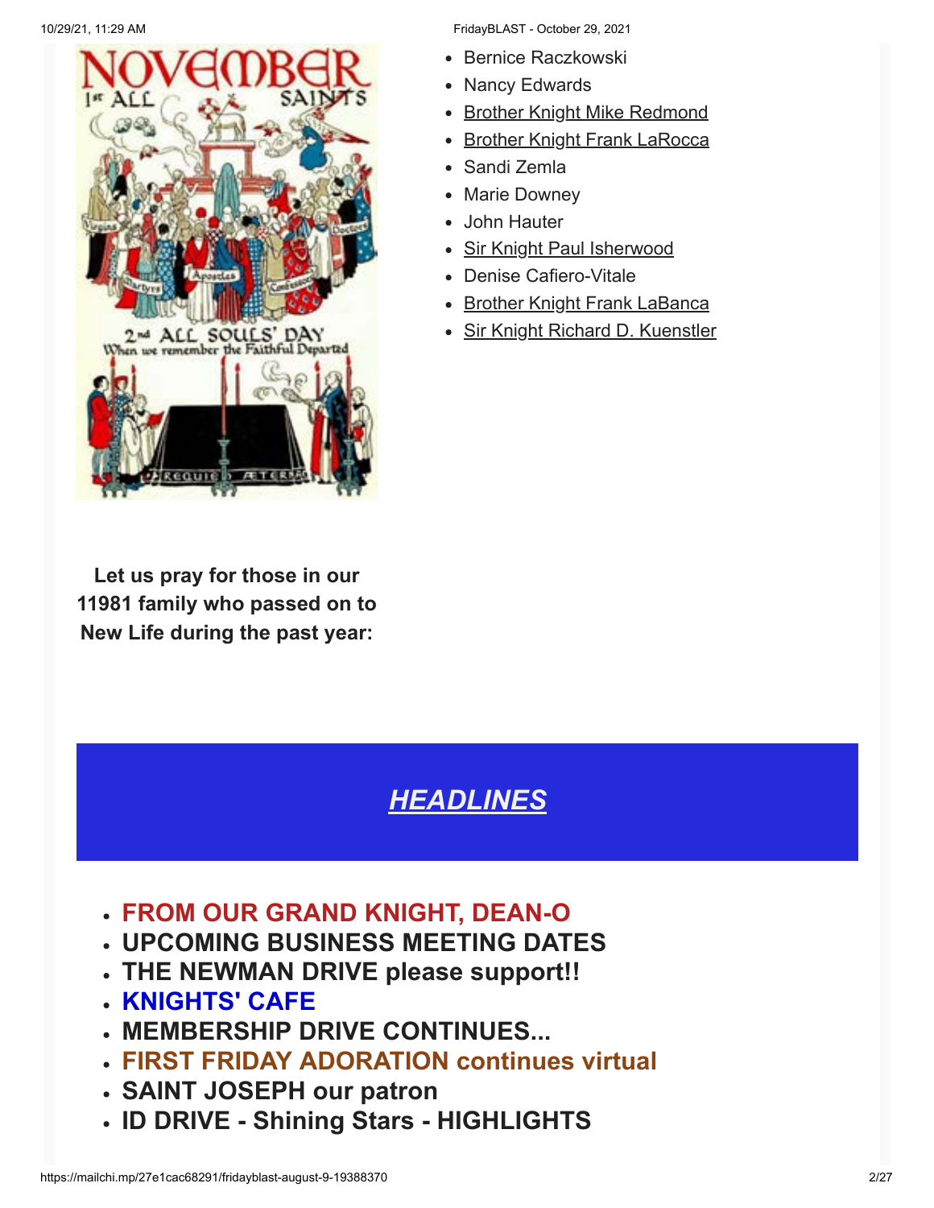- Bernice Raczkowski
- Nancy Edwards
- Brother Knight Mike Redmond
- Brother Knight Frank LaRocca
- Sandi Zemla
- Marie Downey
- John Hauter
- Sir Knight Paul Isherwood
- Denise Cafiero-Vitale
- Brother Knight Frank LaBanca
- Sir Knight Richard D. Kuenstler

**Let us pray for those in our 11981 family who passed on to New Life during the past year:**

# *HEADLINES*

- **FROM OUR GRAND KNIGHT, DEAN-O**
- **UPCOMING BUSINESS MEETING DATES**
- **THE NEWMAN DRIVE please support!!**
- **KNIGHTS' CAFE**
- **MEMBERSHIP DRIVE CONTINUES...**
- **FIRST FRIDAY ADORATION continues virtual**
- **SAINT JOSEPH our patron**
- **ID DRIVE - Shining Stars - HIGHLIGHTS**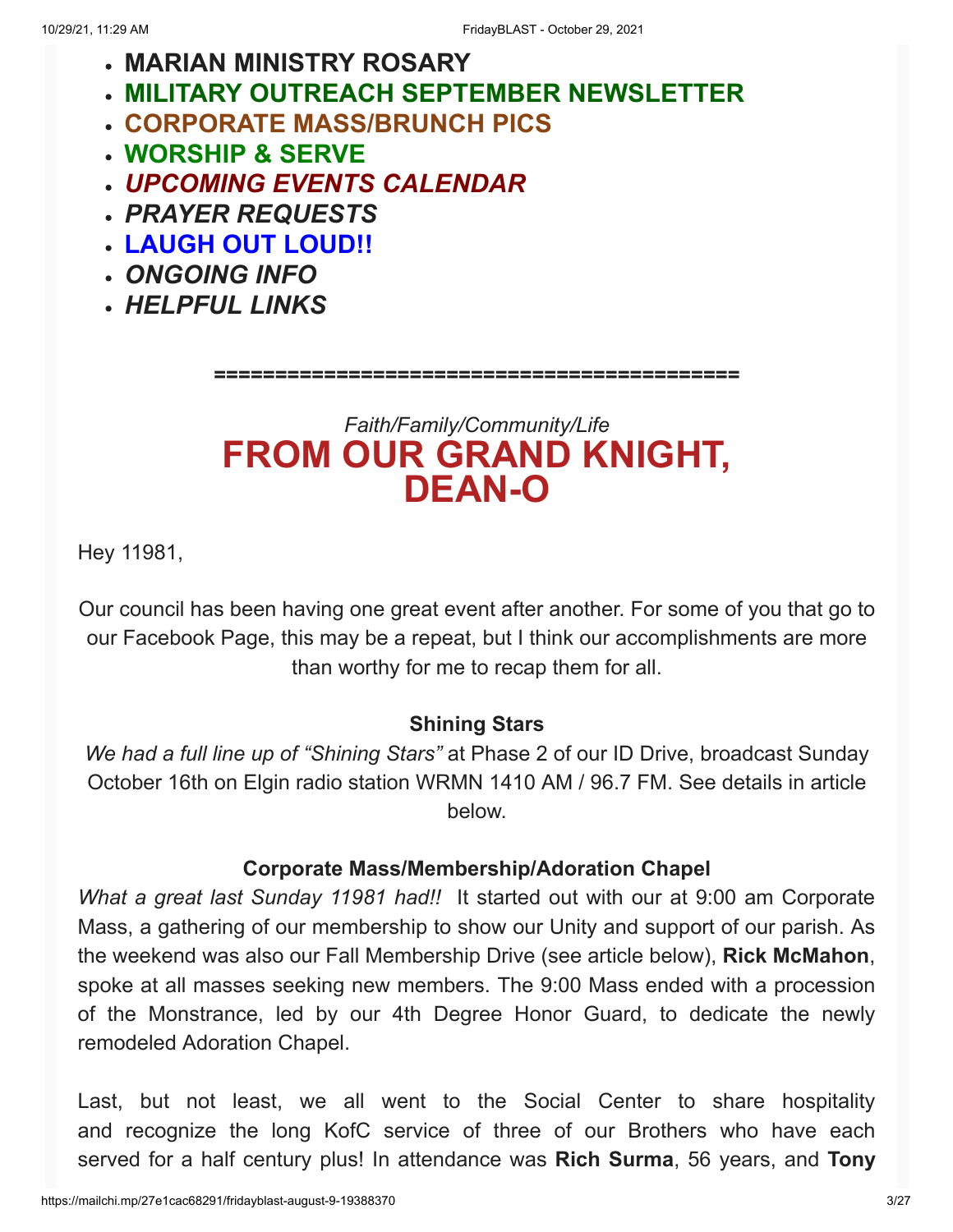- **MARIAN MINISTRY ROSARY**
- **MILITARY OUTREACH SEPTEMBER NEWSLETTER**
- **CORPORATE MASS/BRUNCH PICS**
- **WORSHIP & SERVE**
- ***UPCOMING EVENTS CALENDAR***
- ***PRAYER REQUESTS***
- **LAUGH OUT LOUD!!**
- ***ONGOING INFO***
- ***HELPFUL LINKS***

==========================================

*Faith/Family/Community/Life*

# FROM OUR GRAND KNIGHT, DEAN-O

Hey 11981,

Our council has been having one great event after another. For some of you that go to our Facebook Page, this may be a repeat, but I think our accomplishments are more than worthy for me to recap them for all.

**Shining Stars**

*We had a full line up of "Shining Stars"* at Phase 2 of our ID Drive, broadcast Sunday October 16th on Elgin radio station WRMN 1410 AM / 96.7 FM. See details in article below.

**Corporate Mass/Membership/Adoration Chapel**

*What a great last Sunday 11981 had!!* It started out with our at 9:00 am Corporate Mass, a gathering of our membership to show our Unity and support of our parish. As the weekend was also our Fall Membership Drive (see article below), **Rick McMahon**, spoke at all masses seeking new members. The 9:00 Mass ended with a procession of the Monstrance, led by our 4th Degree Honor Guard, to dedicate the newly remodeled Adoration Chapel.

Last, but not least, we all went to the Social Center to share hospitality and recognize the long KofC service of three of our Brothers who have each served for a half century plus! In attendance was **Rich Surma**, 56 years, and **Tony**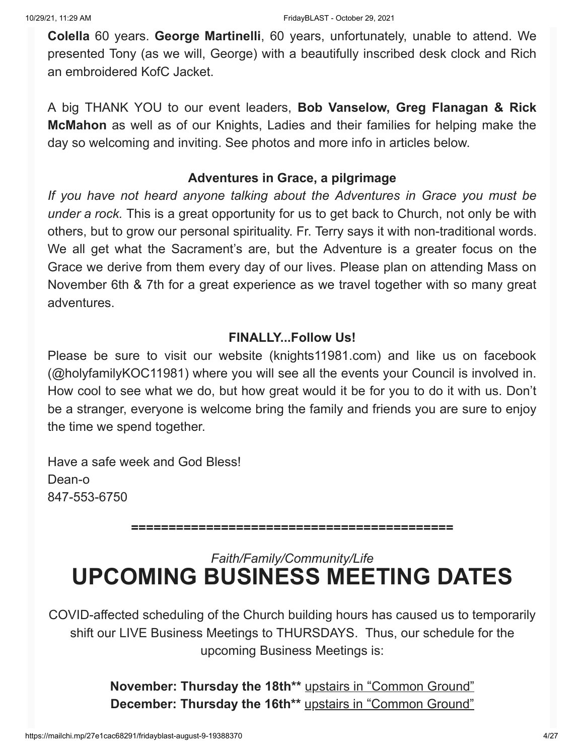**Colella** 60 years. **George Martinelli**, 60 years, unfortunately, unable to attend. We presented Tony (as we will, George) with a beautifully inscribed desk clock and Rich an embroidered KofC Jacket.

A big THANK YOU to our event leaders, **Bob Vanselow, Greg Flanagan & Rick McMahon** as well as of our Knights, Ladies and their families for helping make the day so welcoming and inviting. See photos and more info in articles below.

**Adventures in Grace, a pilgrimage**

*If you have not heard anyone talking about the Adventures in Grace you must be under a rock.* This is a great opportunity for us to get back to Church, not only be with others, but to grow our personal spirituality. Fr. Terry says it with non-traditional words. We all get what the Sacrament's are, but the Adventure is a greater focus on the Grace we derive from them every day of our lives. Please plan on attending Mass on November 6th & 7th for a great experience as we travel together with so many great adventures.

**FINALLY...Follow Us!**

Please be sure to visit our website (knights11981.com) and like us on facebook (@holyfamilyKOC11981) where you will see all the events your Council is involved in. How cool to see what we do, but how great would it be for you to do it with us. Don't be a stranger, everyone is welcome bring the family and friends you are sure to enjoy the time we spend together.

Have a safe week and God Bless!
Dean-o
847-553-6750

==========================================

*Faith/Family/Community/Life*

# UPCOMING BUSINESS MEETING DATES

COVID-affected scheduling of the Church building hours has caused us to temporarily shift our LIVE Business Meetings to THURSDAYS. Thus, our schedule for the upcoming Business Meetings is:

**November: Thursday the 18th**** upstairs in "Common Ground"
**December: Thursday the 16th**** upstairs in "Common Ground"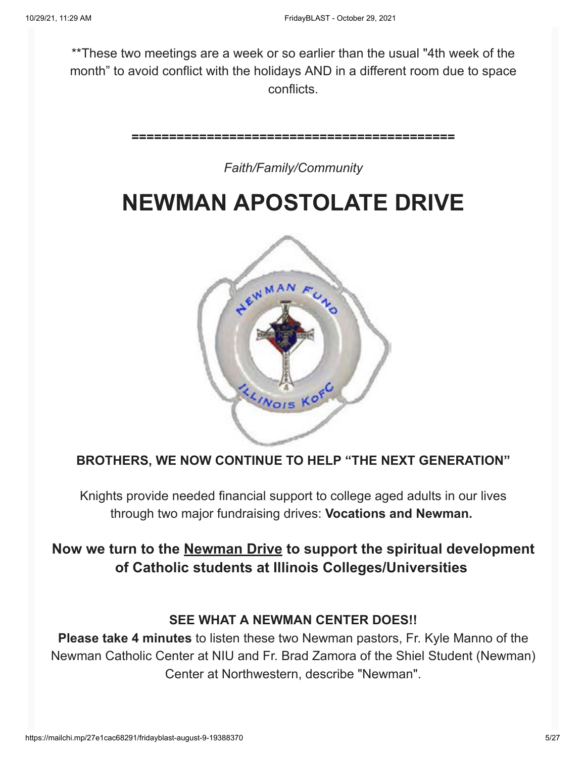**These two meetings are a week or so earlier than the usual "4th week of the month" to avoid conflict with the holidays AND in a different room due to space conflicts.

=============================================

*Faith/Family/Community*

# NEWMAN APOSTOLATE DRIVE

**BROTHERS, WE NOW CONTINUE TO HELP "THE NEXT GENERATION"**

Knights provide needed financial support to college aged adults in our lives through two major fundraising drives: **Vocations and Newman.**

### Now we turn to the Newman Drive to support the spiritual development of Catholic students at Illinois Colleges/Universities

**SEE WHAT A NEWMAN CENTER DOES!!**

**Please take 4 minutes** to listen these two Newman pastors, Fr. Kyle Manno of the Newman Catholic Center at NIU and Fr. Brad Zamora of the Shiel Student (Newman) Center at Northwestern, describe "Newman".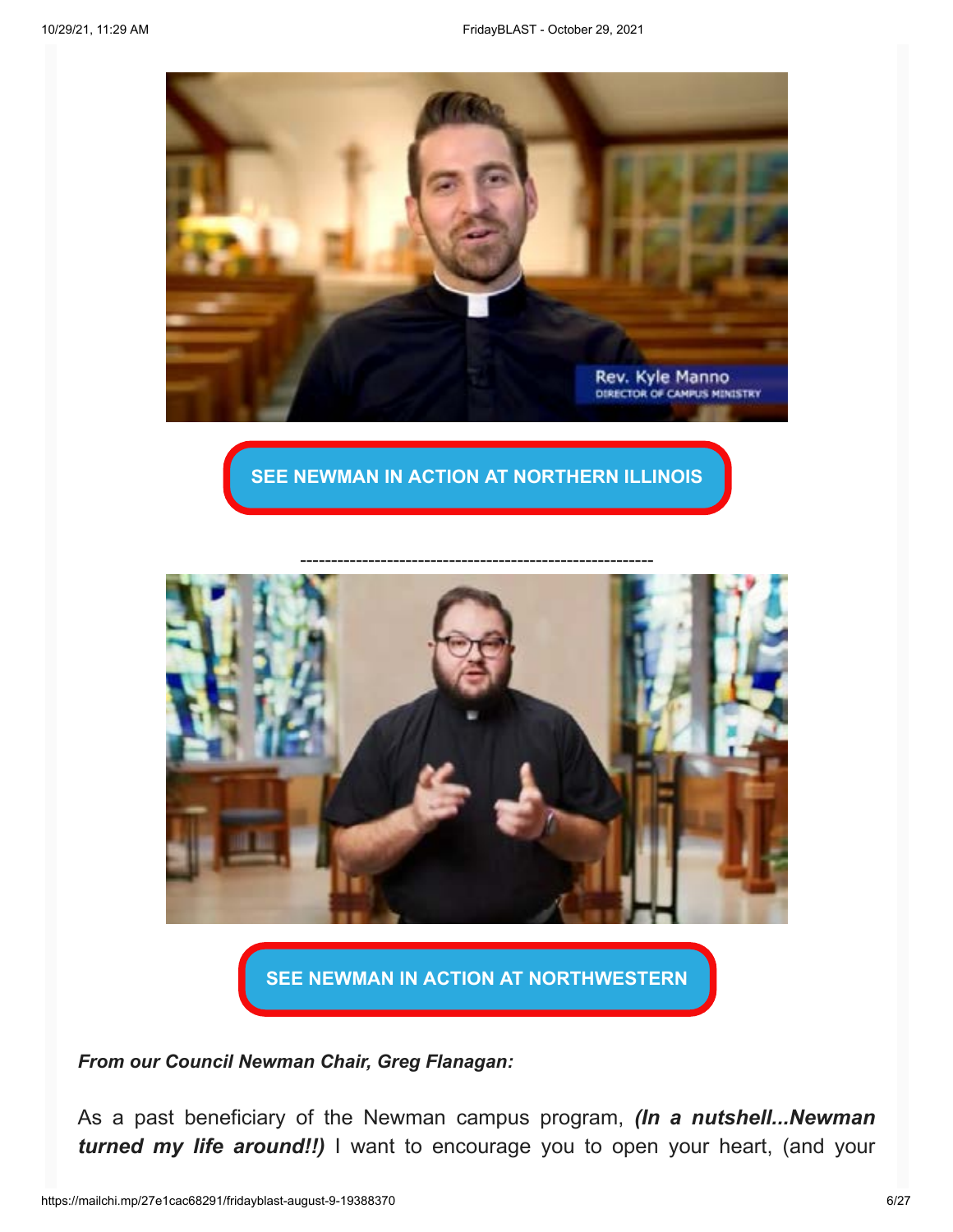SEE NEWMAN IN ACTION AT NORTHERN ILLINOIS

---------------------------------------------------------

SEE NEWMAN IN ACTION AT NORTHWESTERN

***From our Council Newman Chair, Greg Flanagan:***

As a past beneficiary of the Newman campus program, ***(In a nutshell...Newman turned my life around!!)*** I want to encourage you to open your heart, (and your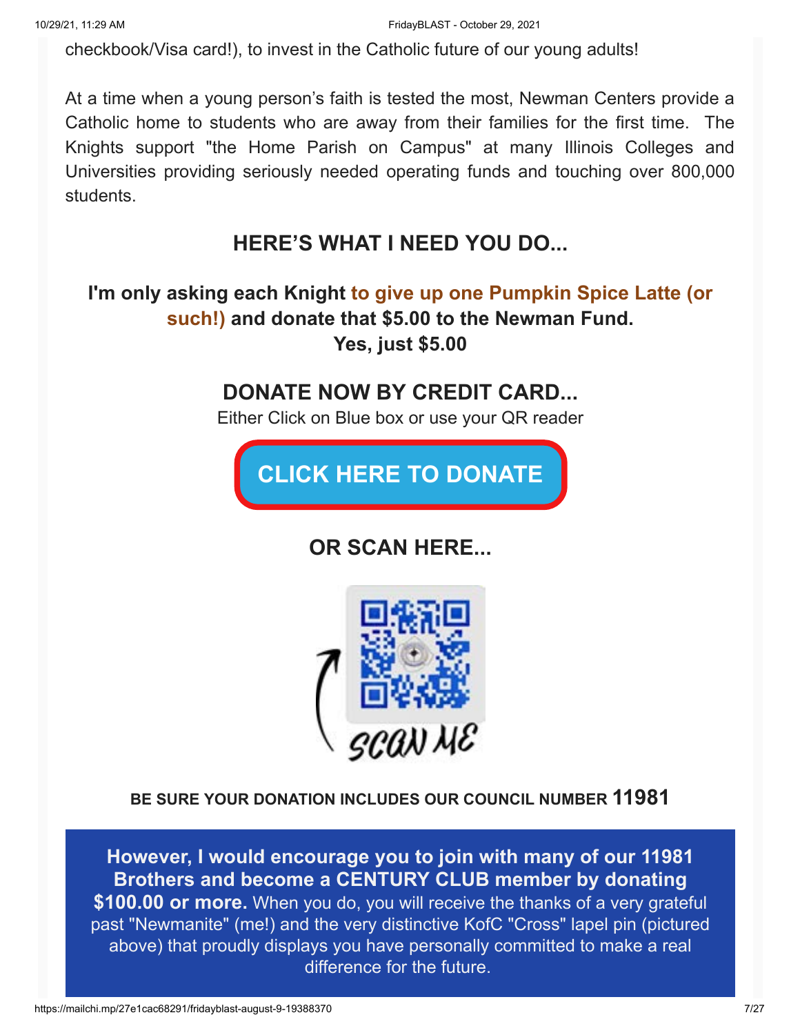checkbook/Visa card!), to invest in the Catholic future of our young adults!

At a time when a young person's faith is tested the most, Newman Centers provide a Catholic home to students who are away from their families for the first time. The Knights support "the Home Parish on Campus" at many Illinois Colleges and Universities providing seriously needed operating funds and touching over 800,000 students.

## HERE'S WHAT I NEED YOU DO...

**I'm only asking each Knight to give up one Pumpkin Spice Latte (or such!) and donate that $5.00 to the Newman Fund.**
**Yes, just $5.00**

## DONATE NOW BY CREDIT CARD...

Either Click on Blue box or use your QR reader

**CLICK HERE TO DONATE**

## OR SCAN HERE...

SCAN ME

**BE SURE YOUR DONATION INCLUDES OUR COUNCIL NUMBER 11981**

**However, I would encourage you to join with many of our 11981 Brothers and become a CENTURY CLUB member by donating $100.00 or more.** When you do, you will receive the thanks of a very grateful past "Newmanite" (me!) and the very distinctive KofC "Cross" lapel pin (pictured above) that proudly displays you have personally committed to make a real difference for the future.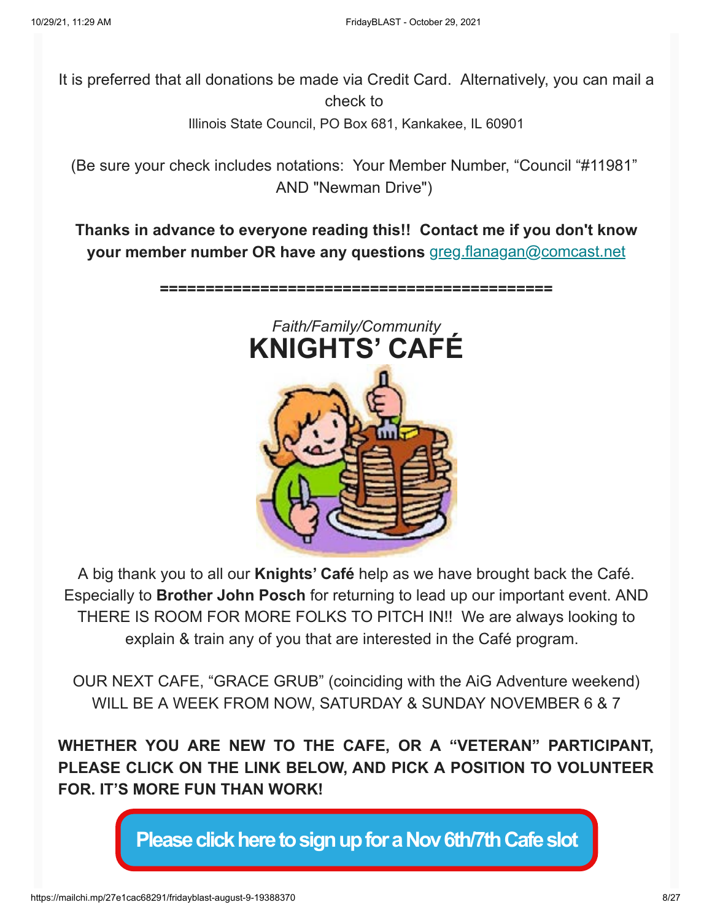It is preferred that all donations be made via Credit Card. Alternatively, you can mail a check to

Illinois State Council, PO Box 681, Kankakee, IL 60901

(Be sure your check includes notations: Your Member Number, “Council “#11981” AND "Newman Drive")

**Thanks in advance to everyone reading this!! Contact me if you don't know your member number OR have any questions** greg.flanagan@comcast.net

============================================

*Faith/Family/Community*

# KNIGHTS’ CAFÉ

A big thank you to all our **Knights’ Café** help as we have brought back the Café. Especially to **Brother John Posch** for returning to lead up our important event. AND THERE IS ROOM FOR MORE FOLKS TO PITCH IN!! We are always looking to explain & train any of you that are interested in the Café program.

OUR NEXT CAFE, “GRACE GRUB” (coinciding with the AiG Adventure weekend) WILL BE A WEEK FROM NOW, SATURDAY & SUNDAY NOVEMBER 6 & 7

**WHETHER YOU ARE NEW TO THE CAFE, OR A “VETERAN” PARTICIPANT, PLEASE CLICK ON THE LINK BELOW, AND PICK A POSITION TO VOLUNTEER FOR. IT’S MORE FUN THAN WORK!**

**Please click here to sign up for a Nov 6th/7th Cafe slot**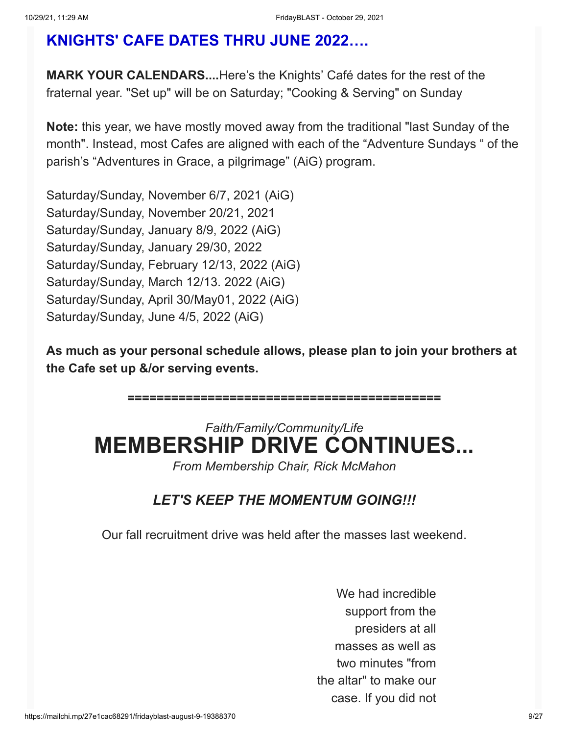## KNIGHTS' CAFE DATES THRU JUNE 2022….

**MARK YOUR CALENDARS....**Here's the Knights' Café dates for the rest of the fraternal year. "Set up" will be on Saturday; "Cooking & Serving" on Sunday

**Note:** this year, we have mostly moved away from the traditional "last Sunday of the month". Instead, most Cafes are aligned with each of the "Adventure Sundays " of the parish's "Adventures in Grace, a pilgrimage" (AiG) program.

Saturday/Sunday, November 6/7, 2021 (AiG)
Saturday/Sunday, November 20/21, 2021
Saturday/Sunday, January 8/9, 2022 (AiG)
Saturday/Sunday, January 29/30, 2022
Saturday/Sunday, February 12/13, 2022 (AiG)
Saturday/Sunday, March 12/13. 2022 (AiG)
Saturday/Sunday, April 30/May01, 2022 (AiG)
Saturday/Sunday, June 4/5, 2022 (AiG)

**As much as your personal schedule allows, please plan to join your brothers at the Cafe set up &/or serving events.**

==============================================

*Faith/Family/Community/Life*

# MEMBERSHIP DRIVE CONTINUES...

*From Membership Chair, Rick McMahon*

### *LET'S KEEP THE MOMENTUM GOING!!!*

Our fall recruitment drive was held after the masses last weekend.

We had incredible support from the presiders at all masses as well as two minutes "from the altar" to make our case. If you did not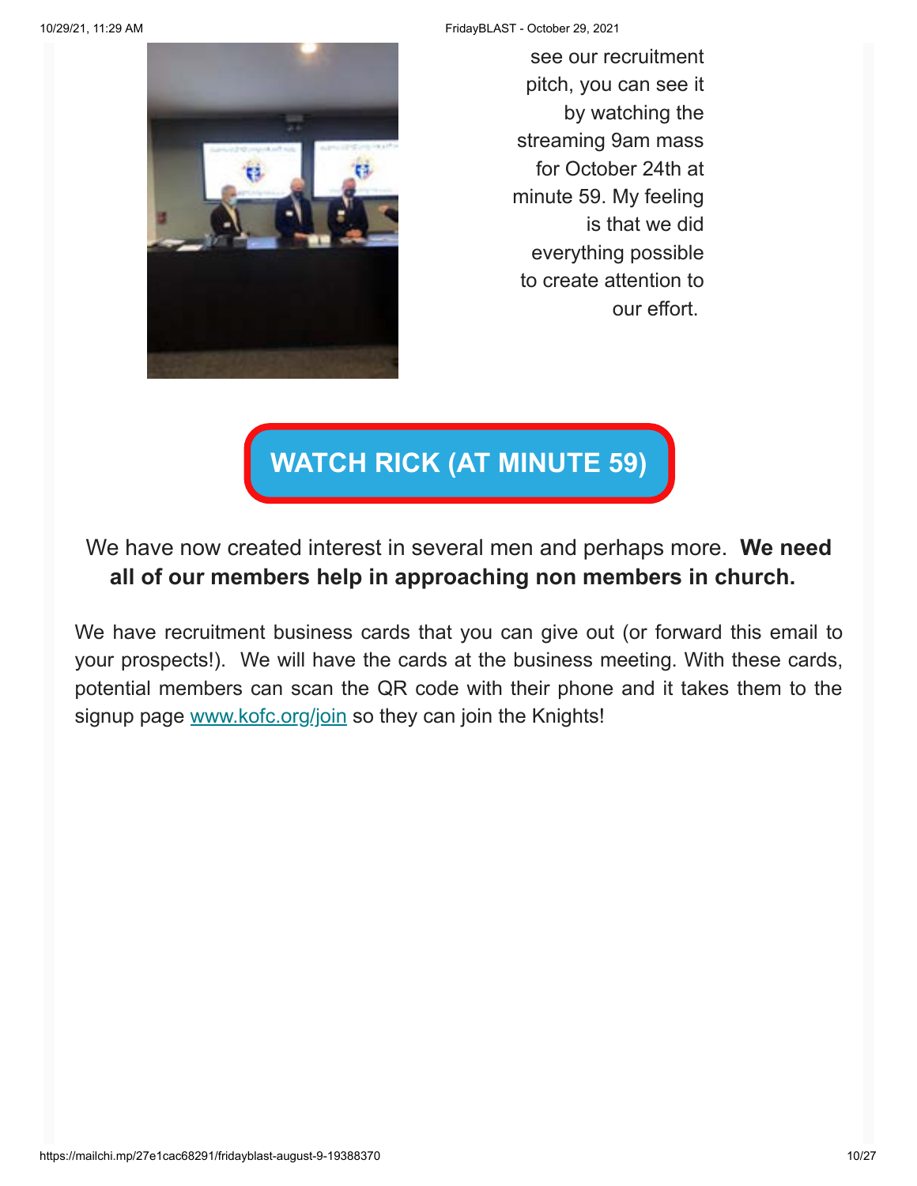see our recruitment pitch, you can see it by watching the streaming 9am mass for October 24th at minute 59. My feeling is that we did everything possible to create attention to our effort.

**WATCH RICK (AT MINUTE 59)**

We have now created interest in several men and perhaps more. **We need all of our members help in approaching non members in church.**

We have recruitment business cards that you can give out (or forward this email to your prospects!). We will have the cards at the business meeting. With these cards, potential members can scan the QR code with their phone and it takes them to the signup page [www.kofc.org/join](www.kofc.org/join) so they can join the Knights!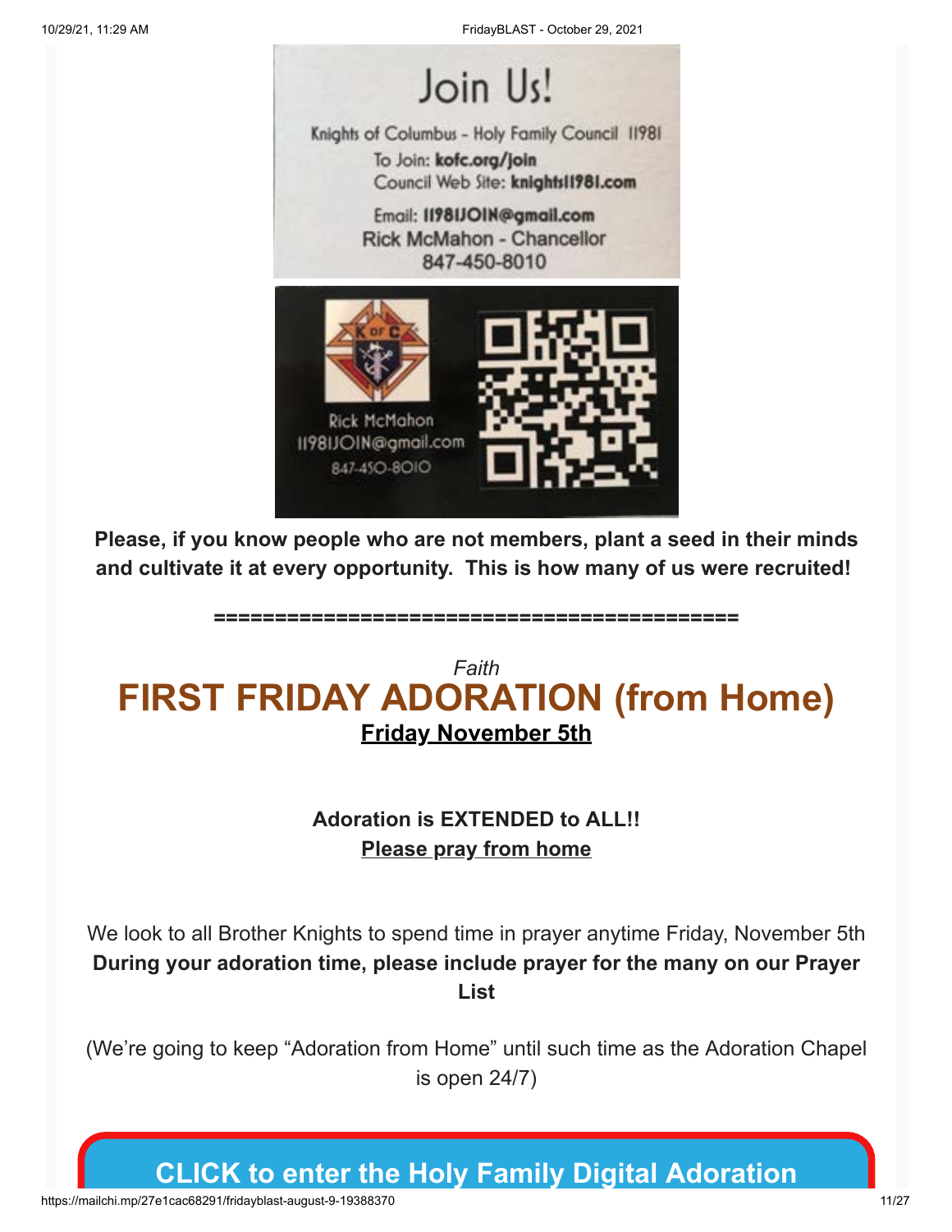Join Us!

Knights of Columbus – Holy Family Council 11981

To Join: **kofc.org/join**

Council Web Site: **knights11981.com**

Email: **11981JOIN@gmail.com**

Rick McMahon - Chancellor

847-450-8010

Rick McMahon

11981JOIN@gmail.com

847-450-8010

**Please, if you know people who are not members, plant a seed in their minds and cultivate it at every opportunity. This is how many of us were recruited!**

**============================================**

*Faith*

# FIRST FRIDAY ADORATION (from Home)

**Friday November 5th**

**Adoration is EXTENDED to ALL!!**

**Please pray from home**

We look to all Brother Knights to spend time in prayer anytime Friday, November 5th **During your adoration time, please include prayer for the many on our Prayer List**

(We're going to keep "Adoration from Home" until such time as the Adoration Chapel is open 24/7)

**CLICK to enter the Holy Family Digital Adoration**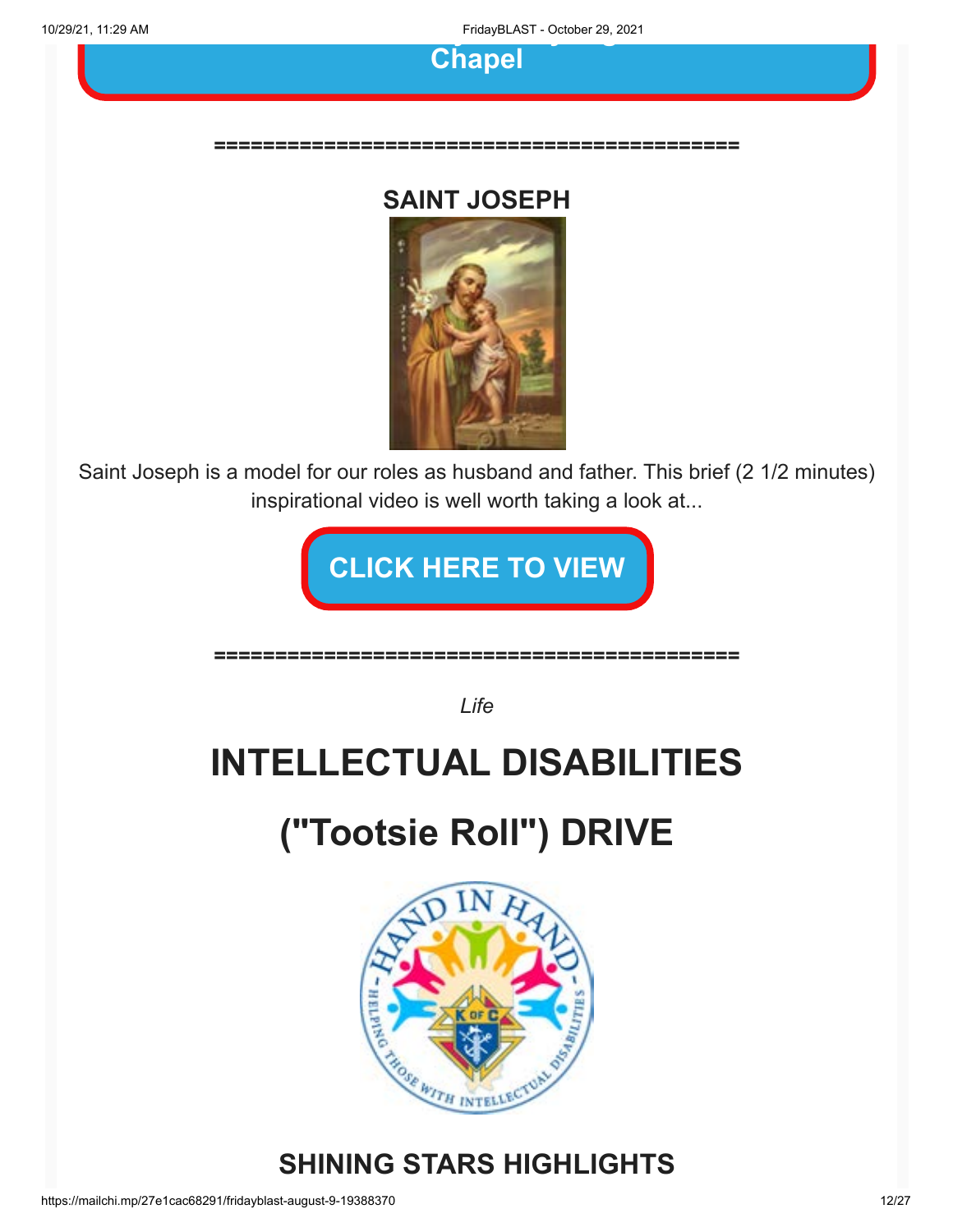**Chapel**

============================================

## SAINT JOSEPH

Saint Joseph is a model for our roles as husband and father. This brief (2 1/2 minutes) inspirational video is well worth taking a look at...

**CLICK HERE TO VIEW**

============================================

*Life*

# INTELLECTUAL DISABILITIES

# ("Tootsie Roll") DRIVE

## SHINING STARS HIGHLIGHTS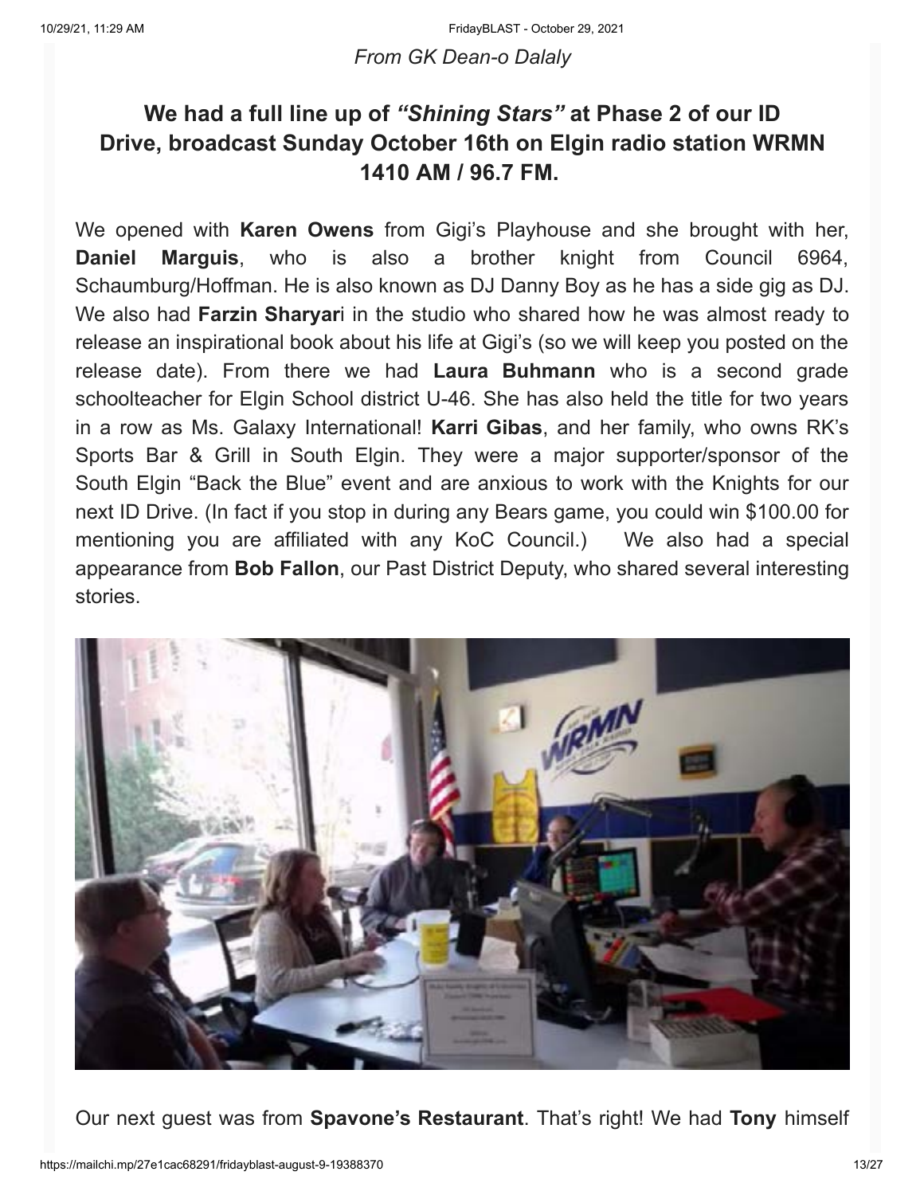*From GK Dean-o Dalaly*

## We had a full line up of *"Shining Stars"* at Phase 2 of our ID Drive, broadcast Sunday October 16th on Elgin radio station WRMN 1410 AM / 96.7 FM.

We opened with **Karen Owens** from Gigi's Playhouse and she brought with her, **Daniel Marguis**, who is also a brother knight from Council 6964, Schaumburg/Hoffman. He is also known as DJ Danny Boy as he has a side gig as DJ. We also had **Farzin Sharyar**i in the studio who shared how he was almost ready to release an inspirational book about his life at Gigi's (so we will keep you posted on the release date). From there we had **Laura Buhmann** who is a second grade schoolteacher for Elgin School district U-46. She has also held the title for two years in a row as Ms. Galaxy International! **Karri Gibas**, and her family, who owns RK's Sports Bar & Grill in South Elgin. They were a major supporter/sponsor of the South Elgin "Back the Blue" event and are anxious to work with the Knights for our next ID Drive. (In fact if you stop in during any Bears game, you could win $100.00 for mentioning you are affiliated with any KoC Council.) We also had a special appearance from **Bob Fallon**, our Past District Deputy, who shared several interesting stories.

Our next guest was from **Spavone's Restaurant**. That's right! We had **Tony** himself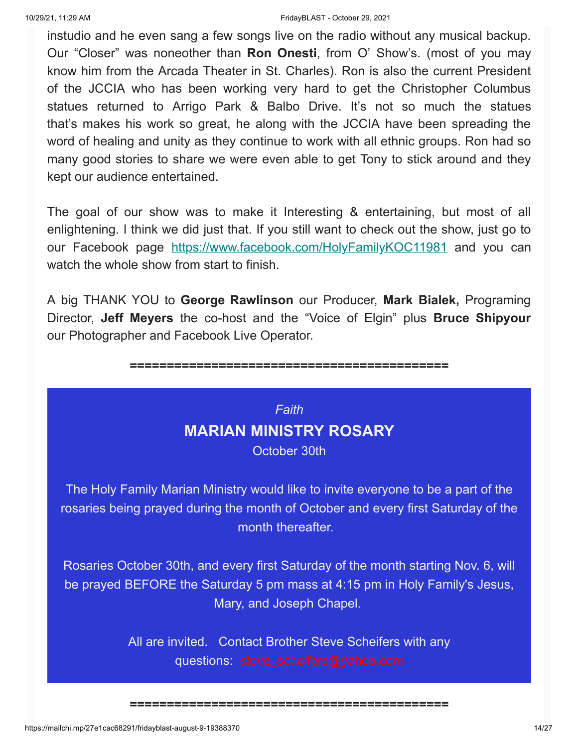instudio and he even sang a few songs live on the radio without any musical backup. Our “Closer” was noneother than **Ron Onesti**, from O’ Show’s. (most of you may know him from the Arcada Theater in St. Charles). Ron is also the current President of the JCCIA who has been working very hard to get the Christopher Columbus statues returned to Arrigo Park & Balbo Drive. It’s not so much the statues that’s makes his work so great, he along with the JCCIA have been spreading the word of healing and unity as they continue to work with all ethnic groups. Ron had so many good stories to share we were even able to get Tony to stick around and they kept our audience entertained.

The goal of our show was to make it Interesting & entertaining, but most of all enlightening. I think we did just that. If you still want to check out the show, just go to our Facebook page [https://www.facebook.com/HolyFamilyKOC11981](https://www.facebook.com/HolyFamilyKOC11981) and you can watch the whole show from start to finish.

A big THANK YOU to **George Rawlinson** our Producer, **Mark Bialek,** Programing Director, **Jeff Meyers** the co-host and the “Voice of Elgin” plus **Bruce Shipyour** our Photographer and Facebook Live Operator.

============================================

*Faith*

## MARIAN MINISTRY ROSARY

October 30th

The Holy Family Marian Ministry would like to invite everyone to be a part of the rosaries being prayed during the month of October and every first Saturday of the month thereafter.

Rosaries October 30th, and every first Saturday of the month starting Nov. 6, will be prayed BEFORE the Saturday 5 pm mass at 4:15 pm in Holy Family's Jesus, Mary, and Joseph Chapel.

All are invited. Contact Brother Steve Scheifers with any questions: steve_scheifers@yahoo.com

============================================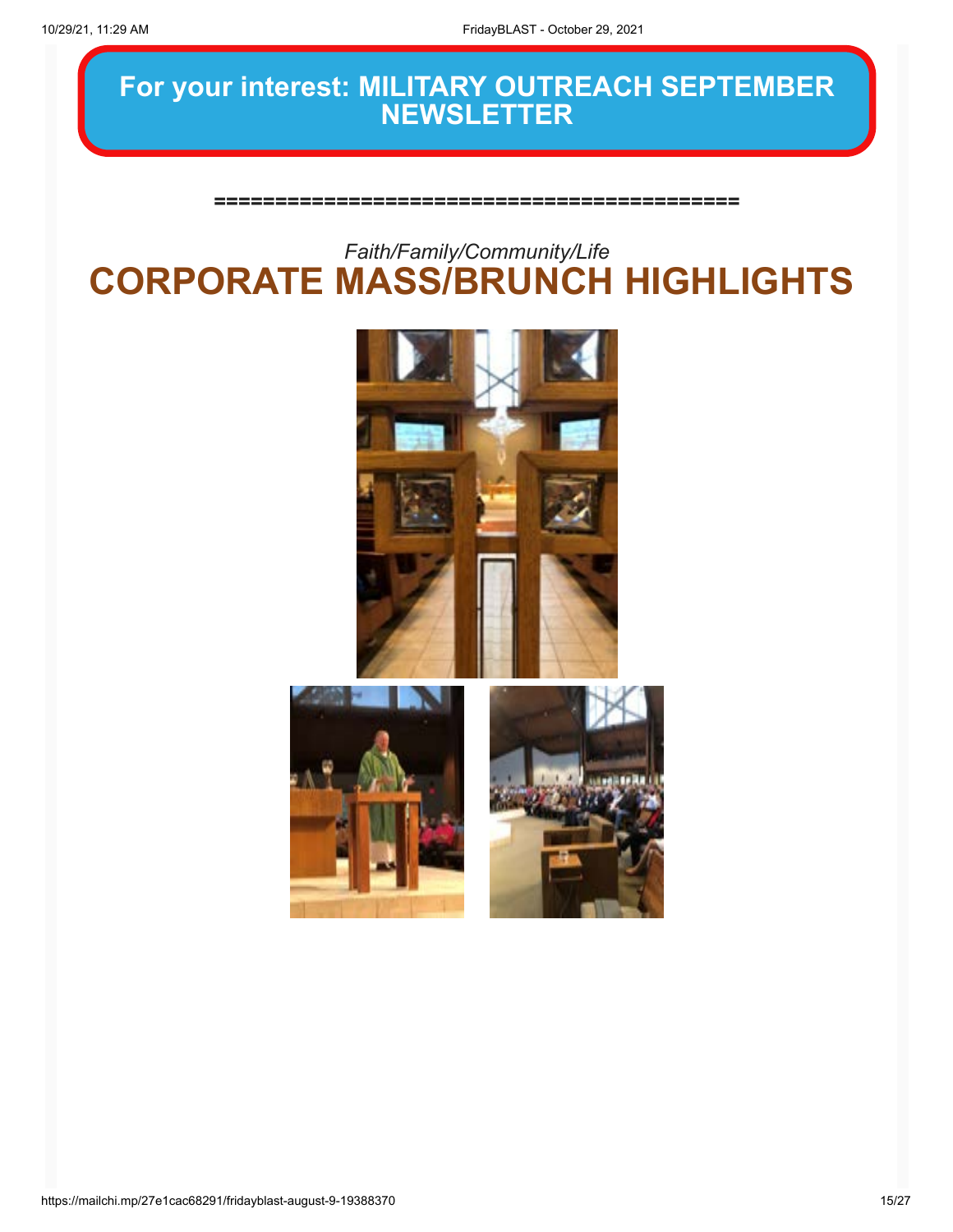## For your interest: MILITARY OUTREACH SEPTEMBER NEWSLETTER

===========================================

*Faith/Family/Community/Life*

# CORPORATE MASS/BRUNCH HIGHLIGHTS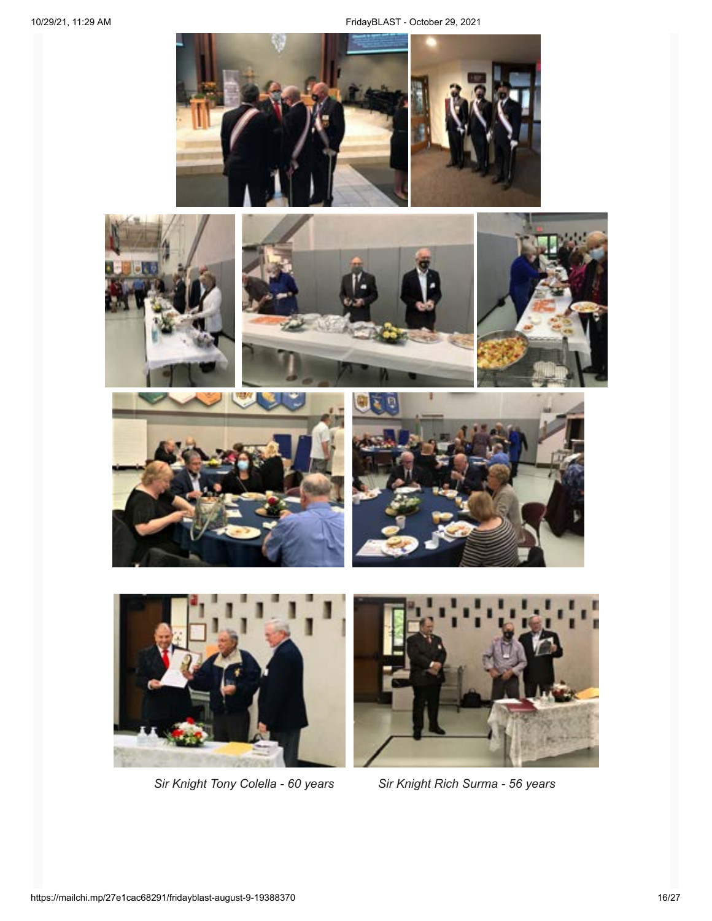*Sir Knight Tony Colella - 60 years*

*Sir Knight Rich Surma - 56 years*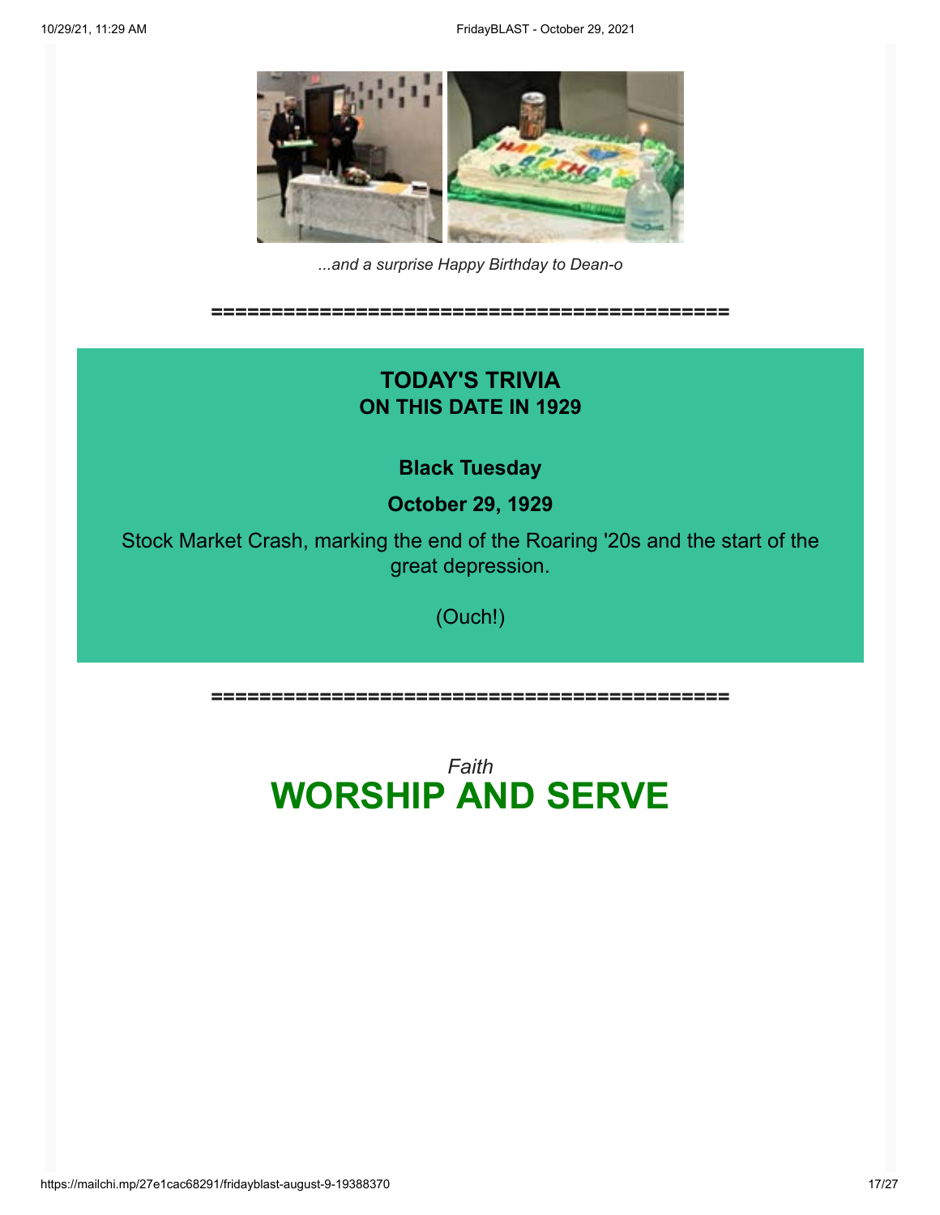*...and a surprise Happy Birthday to Dean-o*

============================================

## TODAY'S TRIVIA
### ON THIS DATE IN 1929

**Black Tuesday**

**October 29, 1929**

Stock Market Crash, marking the end of the Roaring '20s and the start of the great depression.

(Ouch!)

============================================

*Faith*

# WORSHIP AND SERVE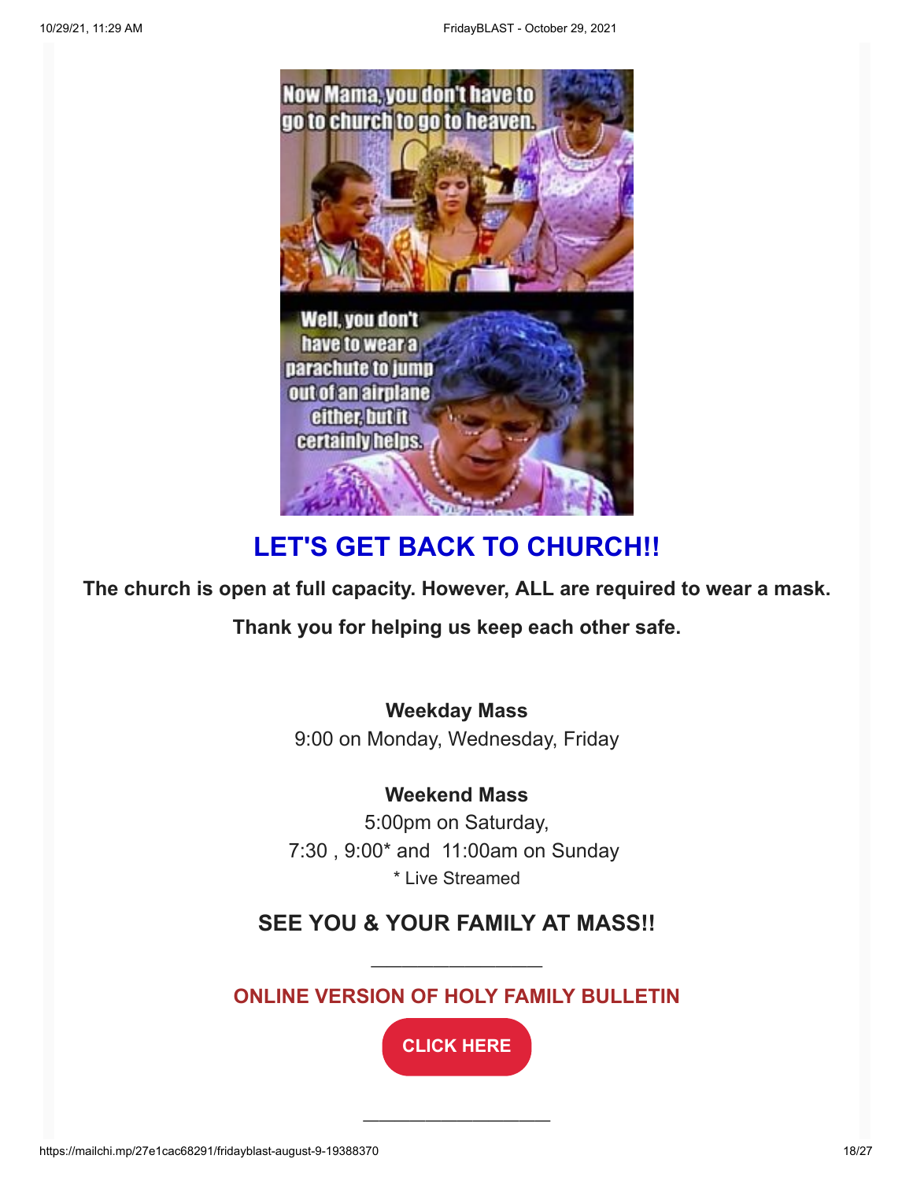## LET'S GET BACK TO CHURCH!!

**The church is open at full capacity. However, ALL are required to wear a mask.**

**Thank you for helping us keep each other safe.**

**Weekday Mass**
9:00 on Monday, Wednesday, Friday

**Weekend Mass**
5:00pm on Saturday,
7:30 , 9:00* and 11:00am on Sunday
* Live Streamed

### SEE YOU & YOUR FAMILY AT MASS!!

---

### ONLINE VERSION OF HOLY FAMILY BULLETIN

CLICK HERE

---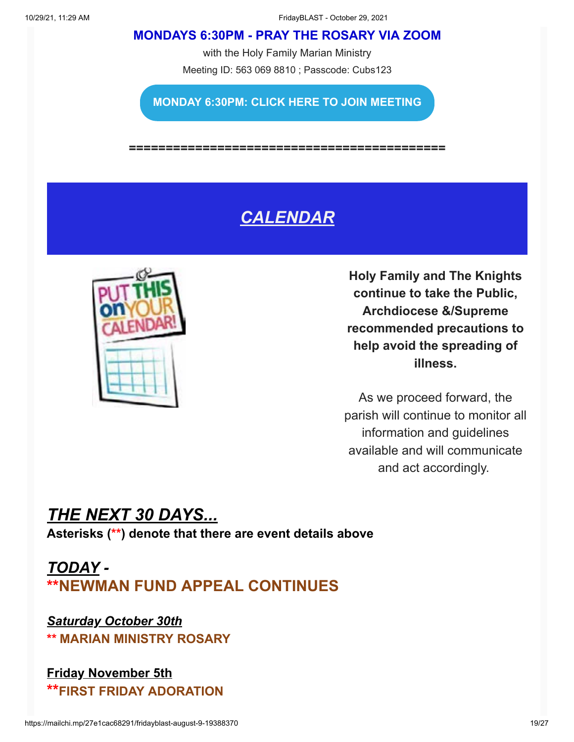## MONDAYS 6:30PM - PRAY THE ROSARY VIA ZOOM

with the Holy Family Marian Ministry

Meeting ID: 563 069 8810 ; Passcode: Cubs123

**MONDAY 6:30PM: CLICK HERE TO JOIN MEETING**

==========================================

# *CALENDAR*

**Holy Family and The Knights continue to take the Public, Archdiocese &/Supreme recommended precautions to help avoid the spreading of illness.**

As we proceed forward, the parish will continue to monitor all information and guidelines available and will communicate and act accordingly.

## *THE NEXT 30 DAYS...*

**Asterisks (\*\*) denote that there are event details above**

## *TODAY -*

## **NEWMAN FUND APPEAL CONTINUES

### *Saturday October 30th*

**** MARIAN MINISTRY ROSARY**

### Friday November 5th

**FIRST FRIDAY ADORATION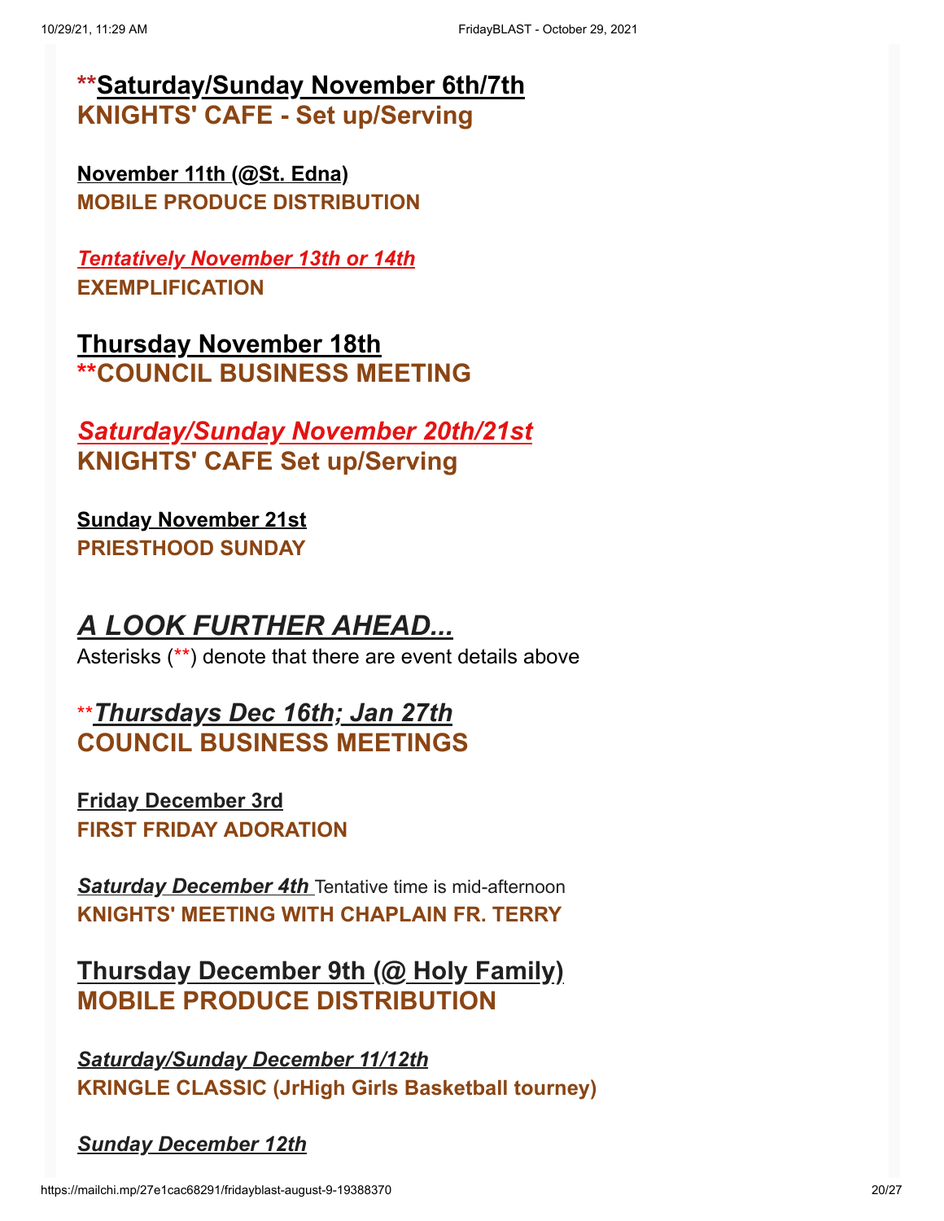**Saturday/Sunday November 6th/7th**
**KNIGHTS' CAFE - Set up/Serving**

**November 11th (@St. Edna)**
**MOBILE PRODUCE DISTRIBUTION**

***Tentatively November 13th or 14th***
**EXEMPLIFICATION**

**Thursday November 18th**
****COUNCIL BUSINESS MEETING**

***Saturday/Sunday November 20th/21st***
**KNIGHTS' CAFE Set up/Serving**

**Sunday November 21st**
**PRIESTHOOD SUNDAY**

## *A LOOK FURTHER AHEAD...*

Asterisks (**) denote that there are event details above

****Thursdays Dec 16th; Jan 27th***
**COUNCIL BUSINESS MEETINGS**

**Friday December 3rd**
**FIRST FRIDAY ADORATION**

***Saturday December 4th*** Tentative time is mid-afternoon
**KNIGHTS' MEETING WITH CHAPLAIN FR. TERRY**

**Thursday December 9th (@ Holy Family)**
**MOBILE PRODUCE DISTRIBUTION**

***Saturday/Sunday December 11/12th***
**KRINGLE CLASSIC (JrHigh Girls Basketball tourney)**

***Sunday December 12th***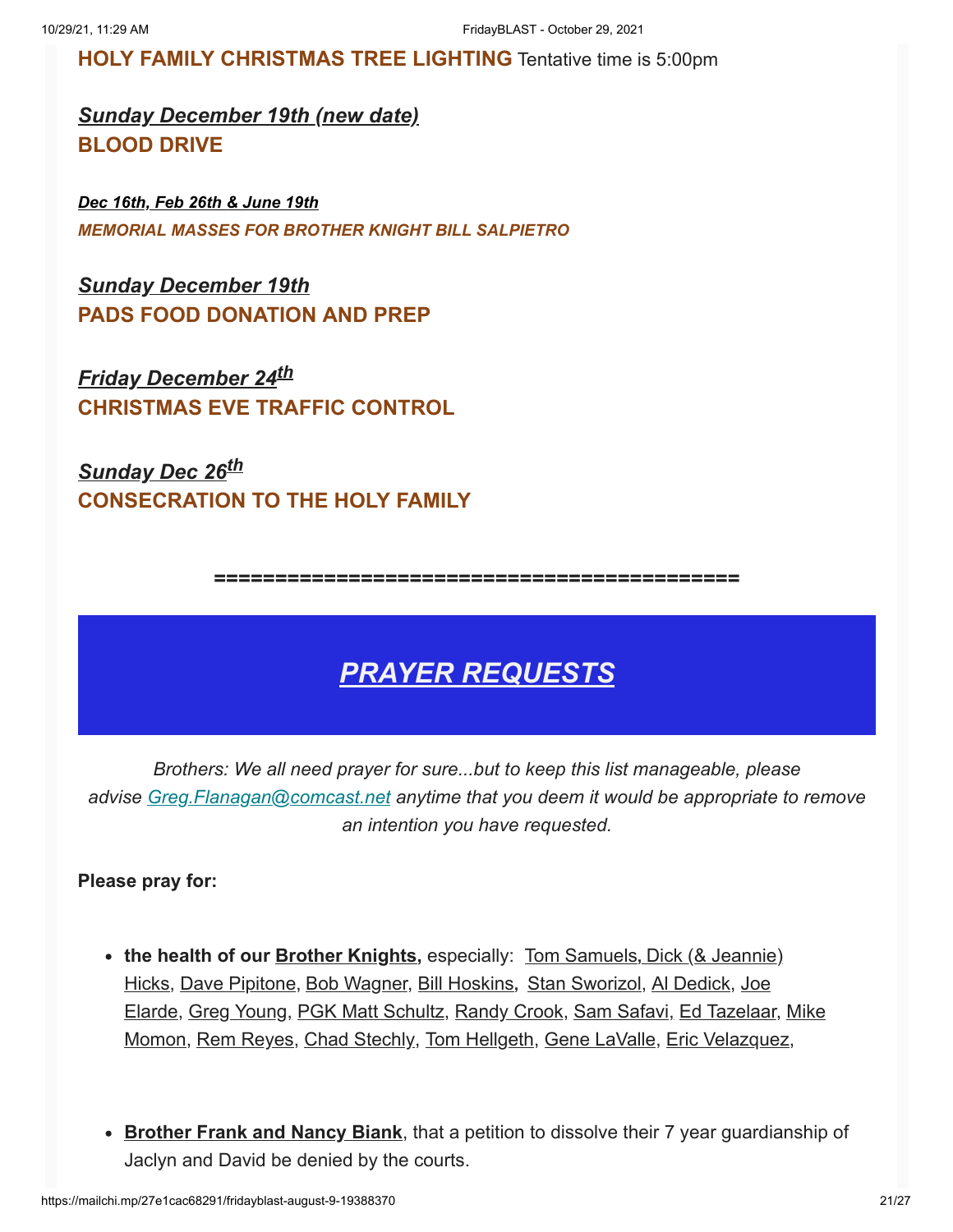**HOLY FAMILY CHRISTMAS TREE LIGHTING** Tentative time is 5:00pm

***Sunday December 19th (new date)***
**BLOOD DRIVE**

***Dec 16th, Feb 26th & June 19th***
***MEMORIAL MASSES FOR BROTHER KNIGHT BILL SALPIETRO***

***Sunday December 19th***
**PADS FOOD DONATION AND PREP**

***Friday December 24th***
**CHRISTMAS EVE TRAFFIC CONTROL**

***Sunday Dec 26th***
**CONSECRATION TO THE HOLY FAMILY**

============================================

## *PRAYER REQUESTS*

*Brothers: We all need prayer for sure...but to keep this list manageable, please advise Greg.Flanagan@comcast.net anytime that you deem it would be appropriate to remove an intention you have requested.*

**Please pray for:**

- **the health of our Brother Knights,** especially: Tom Samuels, Dick (& Jeannie) Hicks, Dave Pipitone, Bob Wagner, Bill Hoskins, Stan Sworizol, Al Dedick, Joe Elarde, Greg Young, PGK Matt Schultz, Randy Crook, Sam Safavi, Ed Tazelaar, Mike Momon, Rem Reyes, Chad Stechly, Tom Hellgeth, Gene LaValle, Eric Velazquez,

- **Brother Frank and Nancy Biank**, that a petition to dissolve their 7 year guardianship of Jaclyn and David be denied by the courts.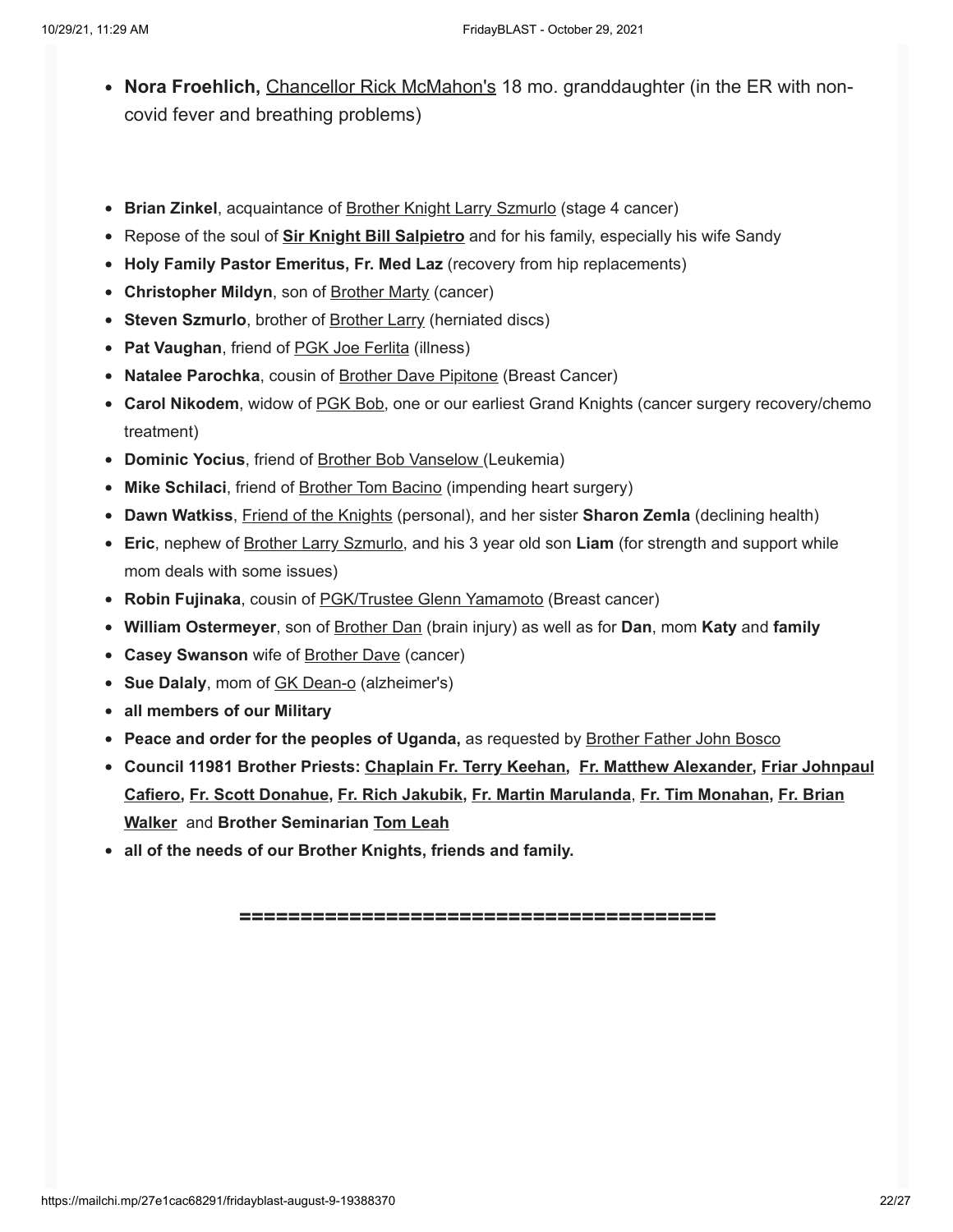- **Nora Froehlich,** Chancellor Rick McMahon's 18 mo. granddaughter (in the ER with non-covid fever and breathing problems)

- **Brian Zinkel**, acquaintance of Brother Knight Larry Szmurlo (stage 4 cancer)
- Repose of the soul of **Sir Knight Bill Salpietro** and for his family, especially his wife Sandy
- **Holy Family Pastor Emeritus, Fr. Med Laz** (recovery from hip replacements)
- **Christopher Mildyn**, son of Brother Marty (cancer)
- **Steven Szmurlo**, brother of Brother Larry (herniated discs)
- **Pat Vaughan**, friend of PGK Joe Ferlita (illness)
- **Natalee Parochka**, cousin of Brother Dave Pipitone (Breast Cancer)
- **Carol Nikodem**, widow of PGK Bob, one or our earliest Grand Knights (cancer surgery recovery/chemo treatment)
- **Dominic Yocius**, friend of Brother Bob Vanselow (Leukemia)
- **Mike Schilaci**, friend of Brother Tom Bacino (impending heart surgery)
- **Dawn Watkiss**, Friend of the Knights (personal), and her sister **Sharon Zemla** (declining health)
- **Eric**, nephew of Brother Larry Szmurlo, and his 3 year old son **Liam** (for strength and support while mom deals with some issues)
- **Robin Fujinaka**, cousin of PGK/Trustee Glenn Yamamoto (Breast cancer)
- **William Ostermeyer**, son of Brother Dan (brain injury) as well as for **Dan**, mom **Katy** and **family**
- **Casey Swanson** wife of Brother Dave (cancer)
- **Sue Dalaly**, mom of GK Dean-o (alzheimer's)
- **all members of our Military**
- **Peace and order for the peoples of Uganda,** as requested by Brother Father John Bosco
- **Council 11981 Brother Priests: Chaplain Fr. Terry Keehan, Fr. Matthew Alexander, Friar Johnpaul Cafiero, Fr. Scott Donahue, Fr. Rich Jakubik, Fr. Martin Marulanda, Fr. Tim Monahan, Fr. Brian Walker** and **Brother Seminarian Tom Leah**
- **all of the needs of our Brother Knights, friends and family.**

**=======================================**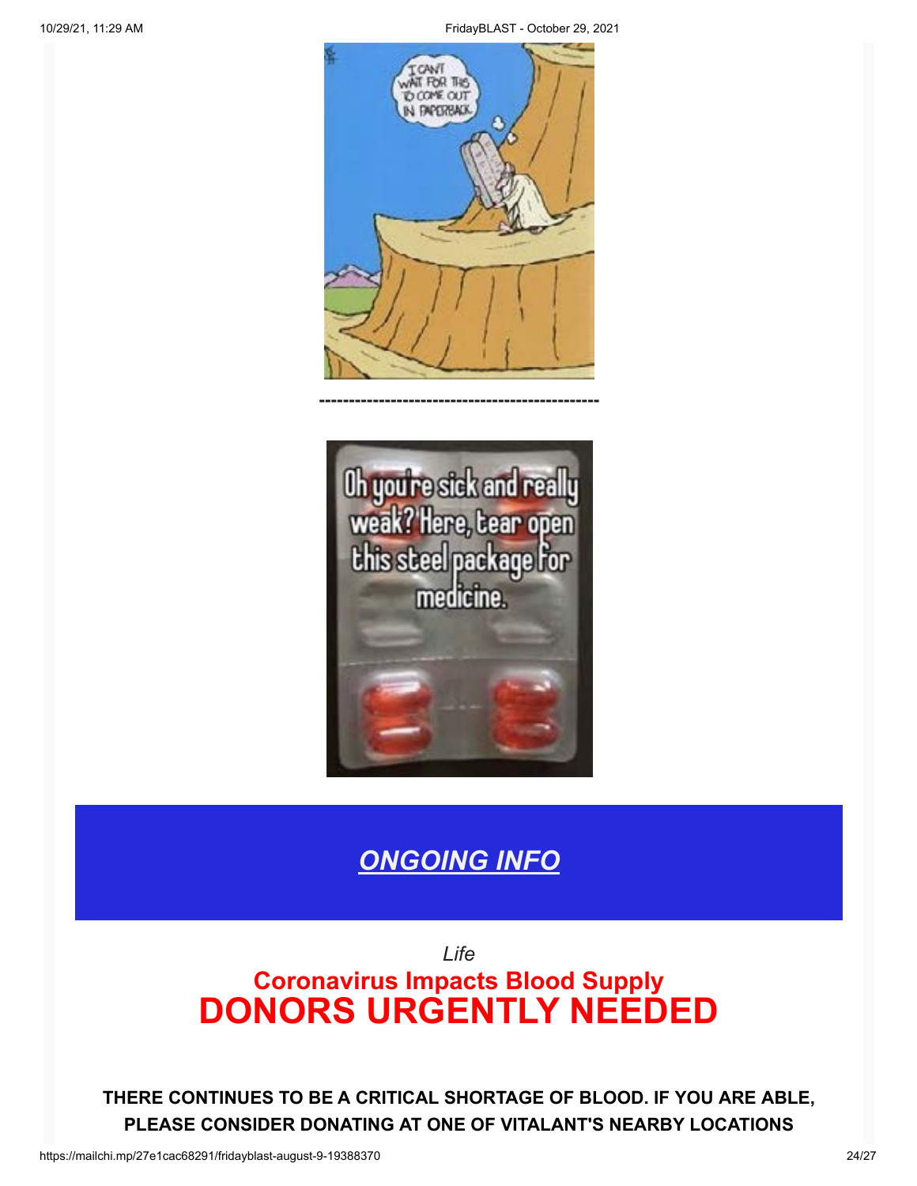-----------------------------------------------

## *ONGOING INFO*

*Life*

## Coronavirus Impacts Blood Supply
# DONORS URGENTLY NEEDED

**THERE CONTINUES TO BE A CRITICAL SHORTAGE OF BLOOD. IF YOU ARE ABLE, PLEASE CONSIDER DONATING AT ONE OF VITALANT'S NEARBY LOCATIONS**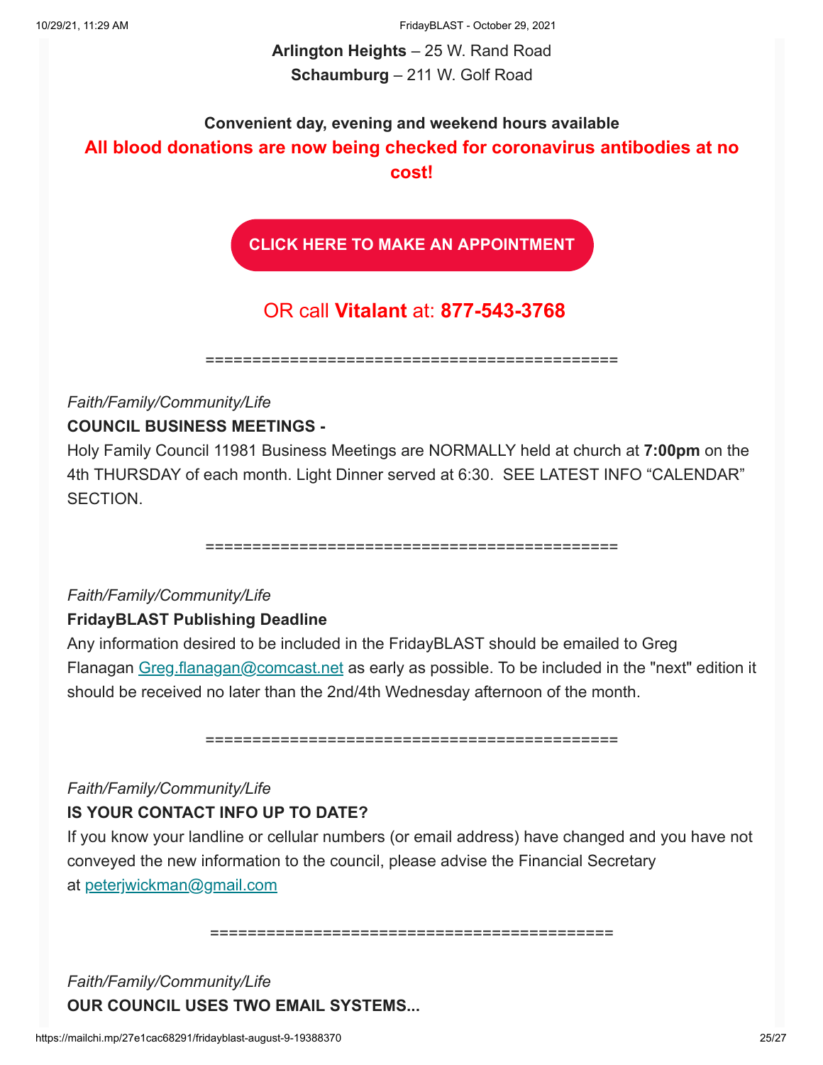**Arlington Heights** – 25 W. Rand Road
**Schaumburg** – 211 W. Golf Road

**Convenient day, evening and weekend hours available**

**All blood donations are now being checked for coronavirus antibodies at no cost!**

**CLICK HERE TO MAKE AN APPOINTMENT**

OR call **Vitalant** at: **877-543-3768**

============================================

*Faith/Family/Community/Life*

**COUNCIL BUSINESS MEETINGS -**

Holy Family Council 11981 Business Meetings are NORMALLY held at church at **7:00pm** on the 4th THURSDAY of each month. Light Dinner served at 6:30. SEE LATEST INFO "CALENDAR" SECTION.

============================================

*Faith/Family/Community/Life*

**FridayBLAST Publishing Deadline**

Any information desired to be included in the FridayBLAST should be emailed to Greg Flanagan Greg.flanagan@comcast.net as early as possible. To be included in the "next" edition it should be received no later than the 2nd/4th Wednesday afternoon of the month.

============================================

*Faith/Family/Community/Life*

**IS YOUR CONTACT INFO UP TO DATE?**

If you know your landline or cellular numbers (or email address) have changed and you have not conveyed the new information to the council, please advise the Financial Secretary at peterjwickman@gmail.com

============================================

*Faith/Family/Community/Life*

**OUR COUNCIL USES TWO EMAIL SYSTEMS...**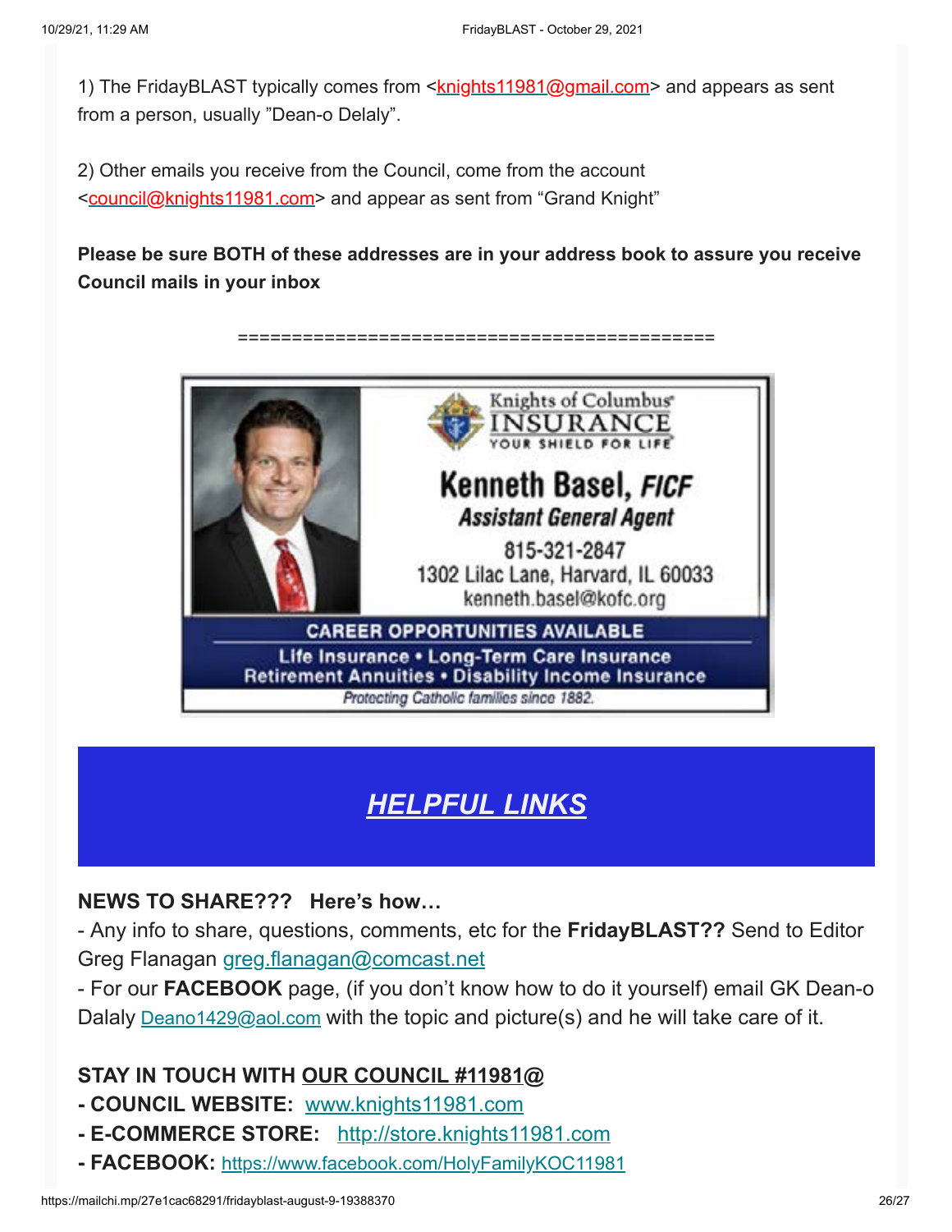1) The FridayBLAST typically comes from <knights11981@gmail.com> and appears as sent from a person, usually "Dean-o Delaly".

2) Other emails you receive from the Council, come from the account <council@knights11981.com> and appear as sent from "Grand Knight"

**Please be sure BOTH of these addresses are in your address book to assure you receive Council mails in your inbox**

============================================

Knights of Columbus INSURANCE
YOUR SHIELD FOR LIFE

**Kenneth Basel, *FICF***
***Assistant General Agent***
815-321-2847
1302 Lilac Lane, Harvard, IL 60033
kenneth.basel@kofc.org

**CAREER OPPORTUNITIES AVAILABLE**
**Life Insurance • Long-Term Care Insurance**
**Retirement Annuities • Disability Income Insurance**
*Protecting Catholic families since 1882.*

## *HELPFUL LINKS*

**NEWS TO SHARE??? Here's how…**

- Any info to share, questions, comments, etc for the **FridayBLAST??** Send to Editor Greg Flanagan greg.flanagan@comcast.net
- For our **FACEBOOK** page, (if you don't know how to do it yourself) email GK Dean-o Dalaly Deano1429@aol.com with the topic and picture(s) and he will take care of it.

**STAY IN TOUCH WITH OUR COUNCIL #11981@**

- **COUNCIL WEBSITE:** www.knights11981.com
- **E-COMMERCE STORE:** http://store.knights11981.com
- **FACEBOOK:** https://www.facebook.com/HolyFamilyKOC11981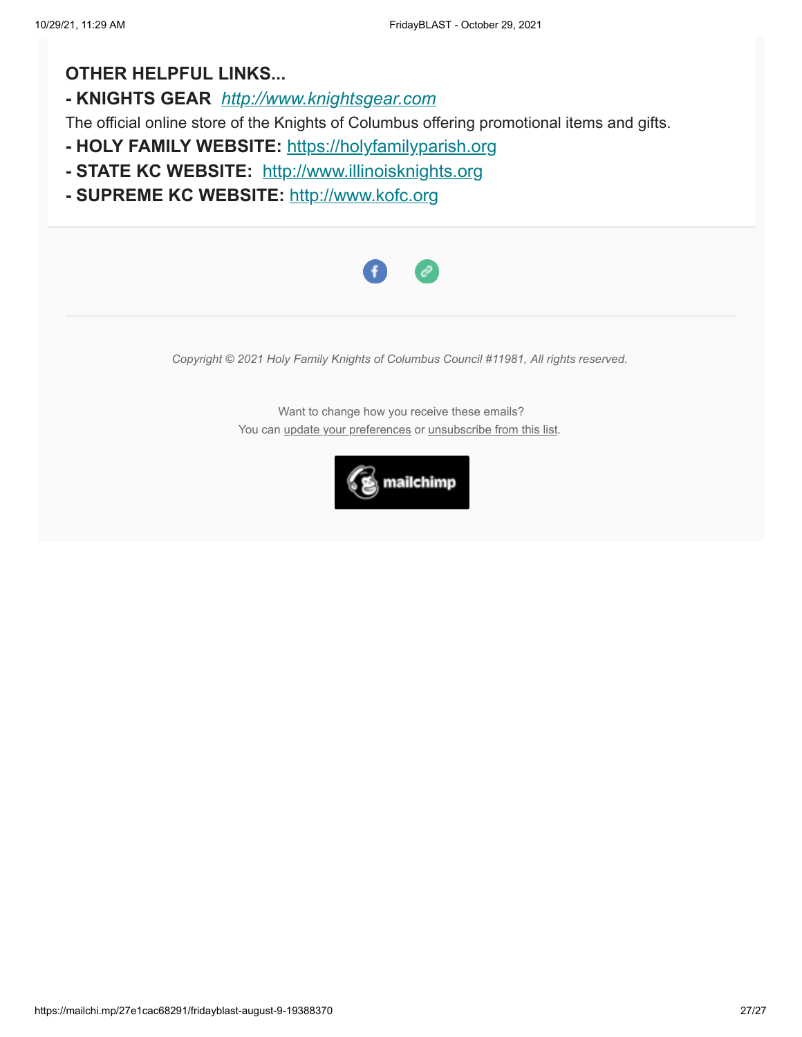**OTHER HELPFUL LINKS...**

**- KNIGHTS GEAR** *http://www.knightsgear.com*

The official online store of the Knights of Columbus offering promotional items and gifts.

**- HOLY FAMILY WEBSITE:** https://holyfamilyparish.org

**- STATE KC WEBSITE:** http://www.illinoisknights.org

**- SUPREME KC WEBSITE:** http://www.kofc.org

*Copyright © 2021 Holy Family Knights of Columbus Council #11981, All rights reserved.*

Want to change how you receive these emails?
You can update your preferences or unsubscribe from this list.